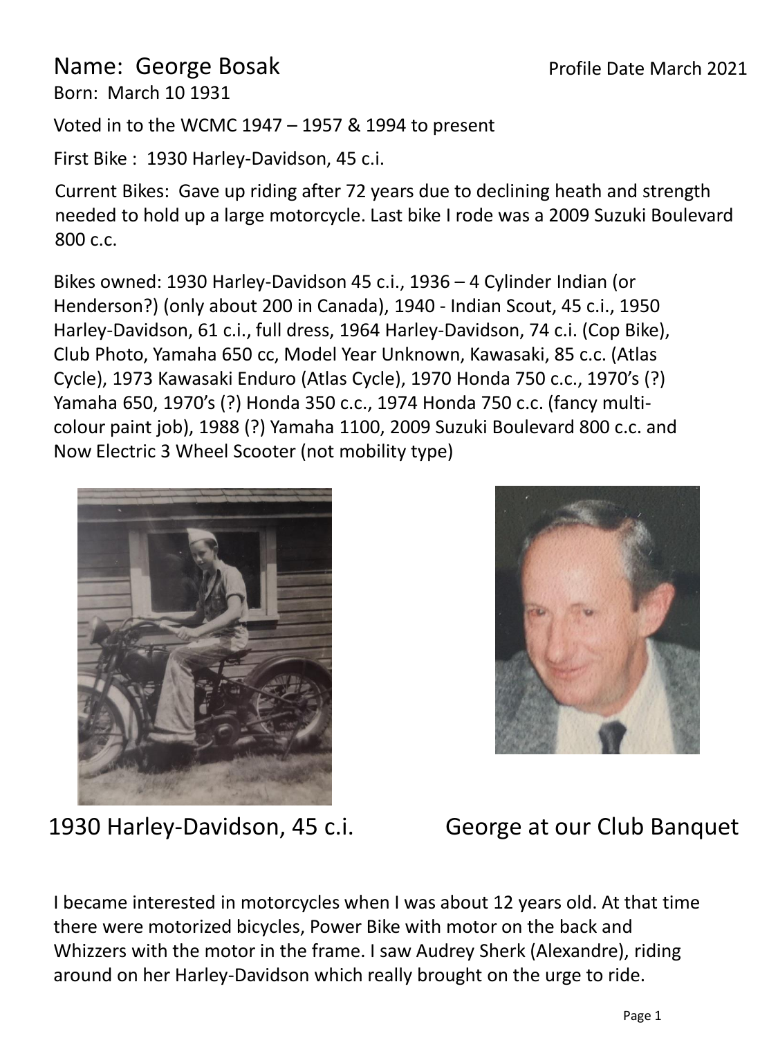Name: George Bosak

Profile Date March 2021

Born: March 10 1931

Voted in to the WCMC 1947 – 1957 & 1994 to present

First Bike : 1930 Harley-Davidson, 45 c.i.

Current Bikes: Gave up riding after 72 years due to declining heath and strength needed to hold up a large motorcycle. Last bike I rode was a 2009 Suzuki Boulevard 800 c.c.

Bikes owned: 1930 Harley-Davidson 45 c.i., 1936 – 4 Cylinder Indian (or Henderson?) (only about 200 in Canada), 1940 - Indian Scout, 45 c.i., 1950 Harley-Davidson, 61 c.i., full dress, 1964 Harley-Davidson, 74 c.i. (Cop Bike), Club Photo, Yamaha 650 cc, Model Year Unknown, Kawasaki, 85 c.c. (Atlas Cycle), 1973 Kawasaki Enduro (Atlas Cycle), 1970 Honda 750 c.c., 1970's (?) Yamaha 650, 1970's (?) Honda 350 c.c., 1974 Honda 750 c.c. (fancy multi-colour paint job), 1988 (?) Yamaha 1100, 2009 Suzuki Boulevard 800 c.c. and Now Electric 3 Wheel Scooter (not mobility type)

1930 Harley-Davidson, 45 c.i.

George at our Club Banquet

I became interested in motorcycles when I was about 12 years old. At that time there were motorized bicycles, Power Bike with motor on the back and Whizzers with the motor in the frame. I saw Audrey Sherk (Alexandre), riding around on her Harley-Davidson which really brought on the urge to ride.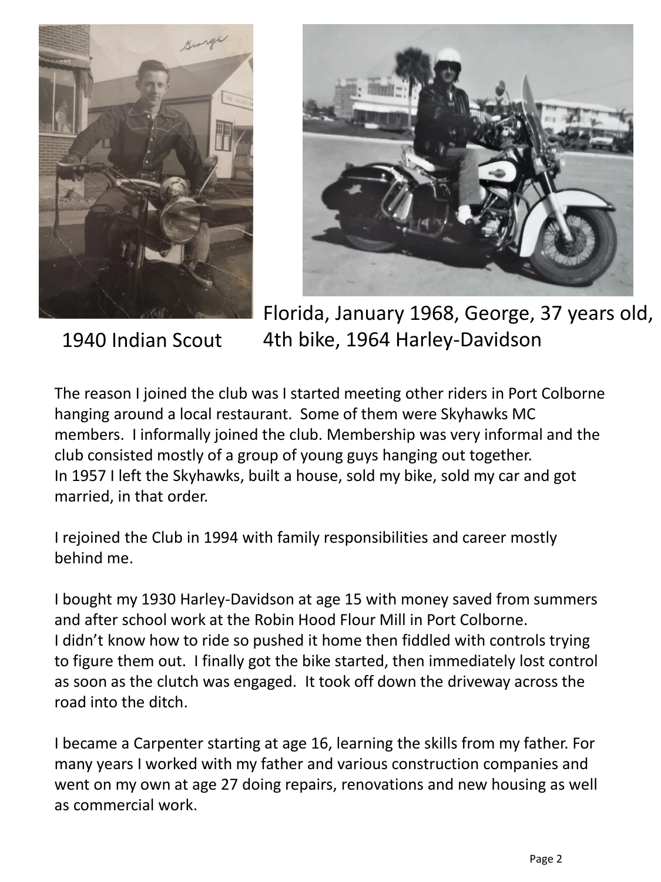1940 Indian Scout

Florida, January 1968, George, 37 years old, 4th bike, 1964 Harley-Davidson

The reason I joined the club was I started meeting other riders in Port Colborne hanging around a local restaurant. Some of them were Skyhawks MC members. I informally joined the club. Membership was very informal and the club consisted mostly of a group of young guys hanging out together.
In 1957 I left the Skyhawks, built a house, sold my bike, sold my car and got married, in that order.

I rejoined the Club in 1994 with family responsibilities and career mostly behind me.

I bought my 1930 Harley-Davidson at age 15 with money saved from summers and after school work at the Robin Hood Flour Mill in Port Colborne.
I didn't know how to ride so pushed it home then fiddled with controls trying to figure them out. I finally got the bike started, then immediately lost control as soon as the clutch was engaged. It took off down the driveway across the road into the ditch.

I became a Carpenter starting at age 16, learning the skills from my father. For many years I worked with my father and various construction companies and went on my own at age 27 doing repairs, renovations and new housing as well as commercial work.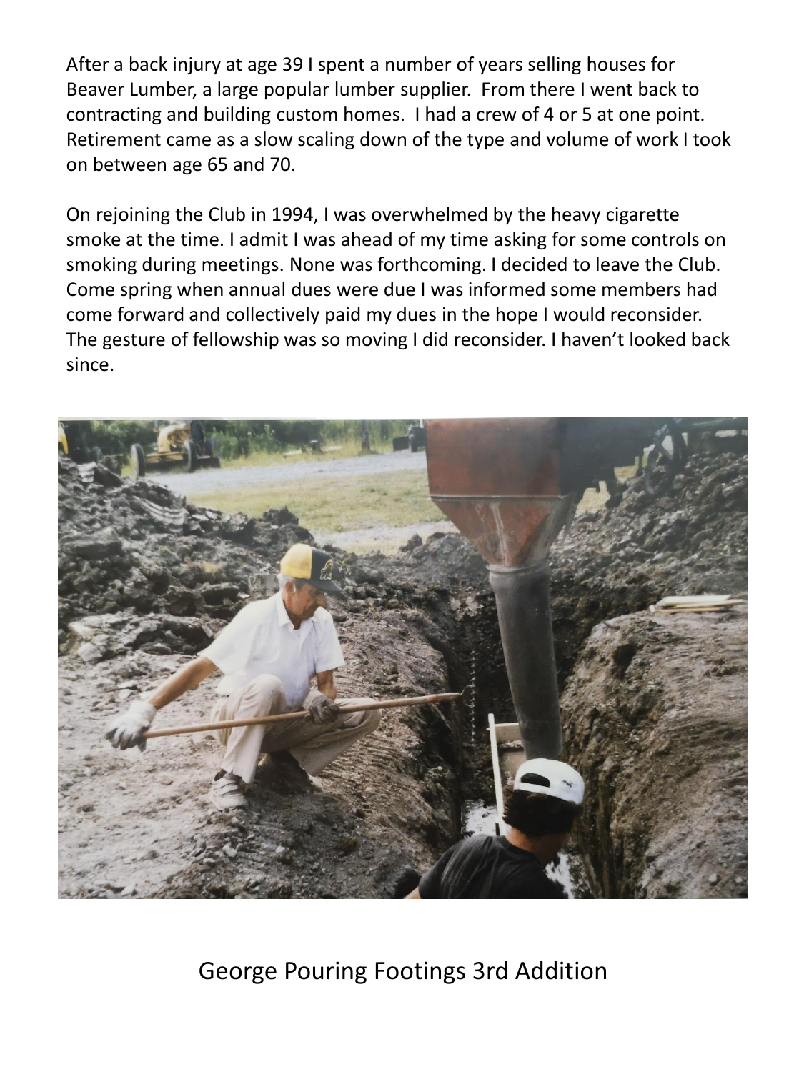After a back injury at age 39 I spent a number of years selling houses for Beaver Lumber, a large popular lumber supplier. From there I went back to contracting and building custom homes. I had a crew of 4 or 5 at one point. Retirement came as a slow scaling down of the type and volume of work I took on between age 65 and 70.

On rejoining the Club in 1994, I was overwhelmed by the heavy cigarette smoke at the time. I admit I was ahead of my time asking for some controls on smoking during meetings. None was forthcoming. I decided to leave the Club. Come spring when annual dues were due I was informed some members had come forward and collectively paid my dues in the hope I would reconsider. The gesture of fellowship was so moving I did reconsider. I haven't looked back since.

George Pouring Footings 3rd Addition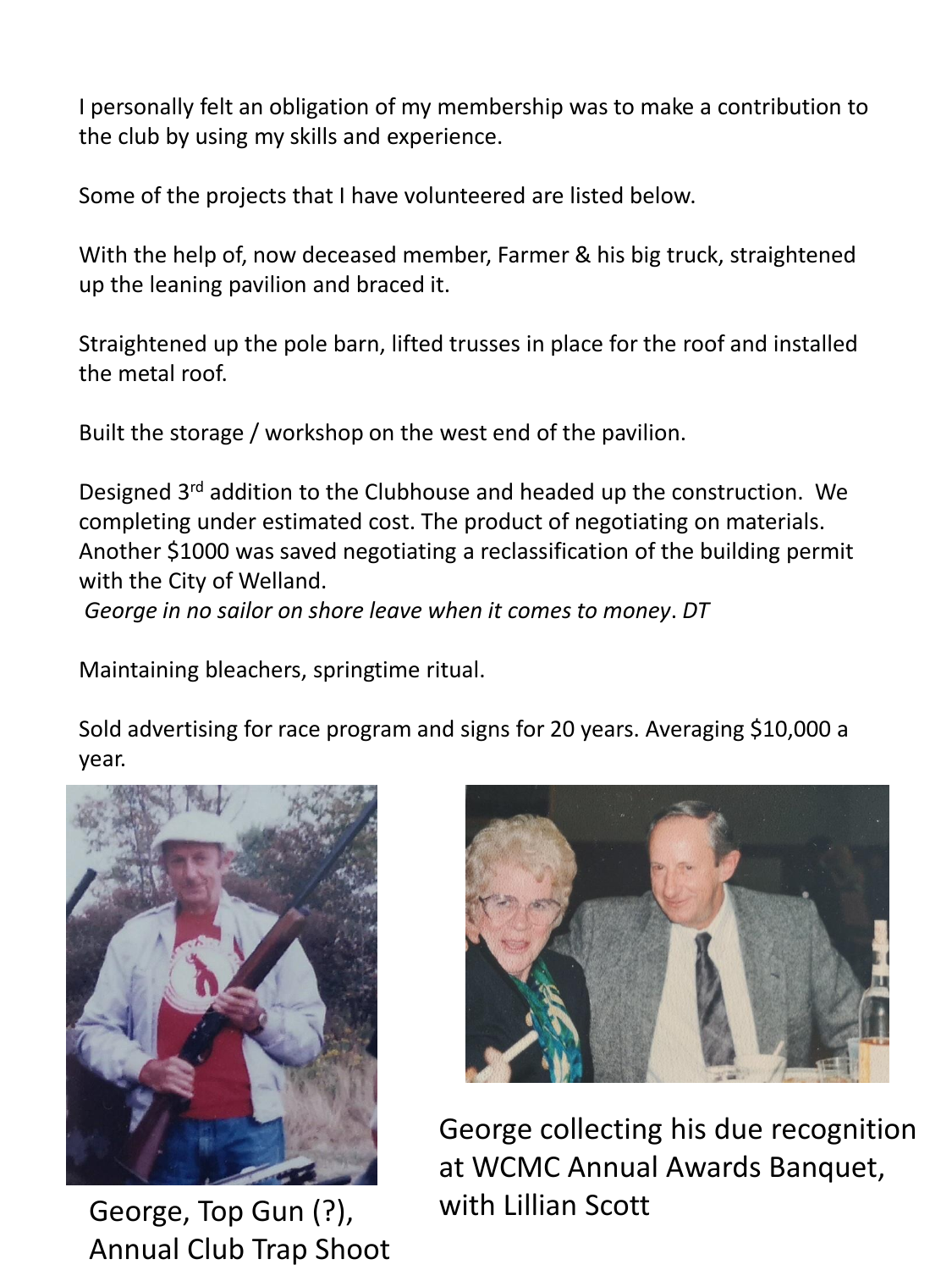I personally felt an obligation of my membership was to make a contribution to the club by using my skills and experience.

Some of the projects that I have volunteered are listed below.

With the help of, now deceased member, Farmer & his big truck, straightened up the leaning pavilion and braced it.

Straightened up the pole barn, lifted trusses in place for the roof and installed the metal roof.

Built the storage / workshop on the west end of the pavilion.

Designed 3rd addition to the Clubhouse and headed up the construction. We completing under estimated cost. The product of negotiating on materials. Another $1000 was saved negotiating a reclassification of the building permit with the City of Welland.
*George in no sailor on shore leave when it comes to money*. *DT*

Maintaining bleachers, springtime ritual.

Sold advertising for race program and signs for 20 years. Averaging $10,000 a year.

George, Top Gun (?), Annual Club Trap Shoot

George collecting his due recognition at WCMC Annual Awards Banquet, with Lillian Scott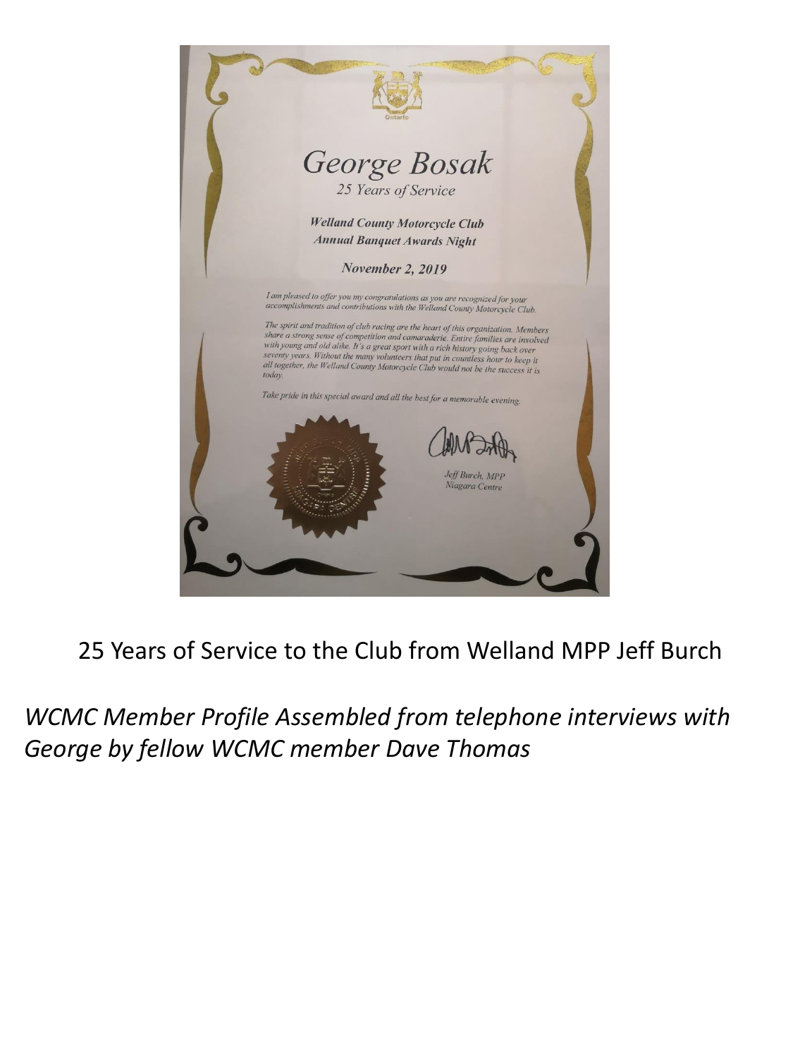# George Bosak

*25 Years of Service*

**Welland County Motorcycle Club**
**Annual Banquet Awards Night**

**November 2, 2019**

*I am pleased to offer you my congratulations as you are recognized for your accomplishments and contributions with the Welland County Motorcycle Club.*

*The spirit and tradition of club racing are the heart of this organization. Members share a strong sense of competition and camaraderie. Entire families are involved with young and old alike. It's a great sport with a rich history going back over seventy years. Without the many volunteers that put in countless hour to keep it all together, the Welland County Motorcycle Club would not be the success it is today.*

*Take pride in this special award and all the best for a memorable evening.*

*Jeff Burch, MPP*
*Niagara Centre*

25 Years of Service to the Club from Welland MPP Jeff Burch

*WCMC Member Profile Assembled from telephone interviews with George by fellow WCMC member Dave Thomas*